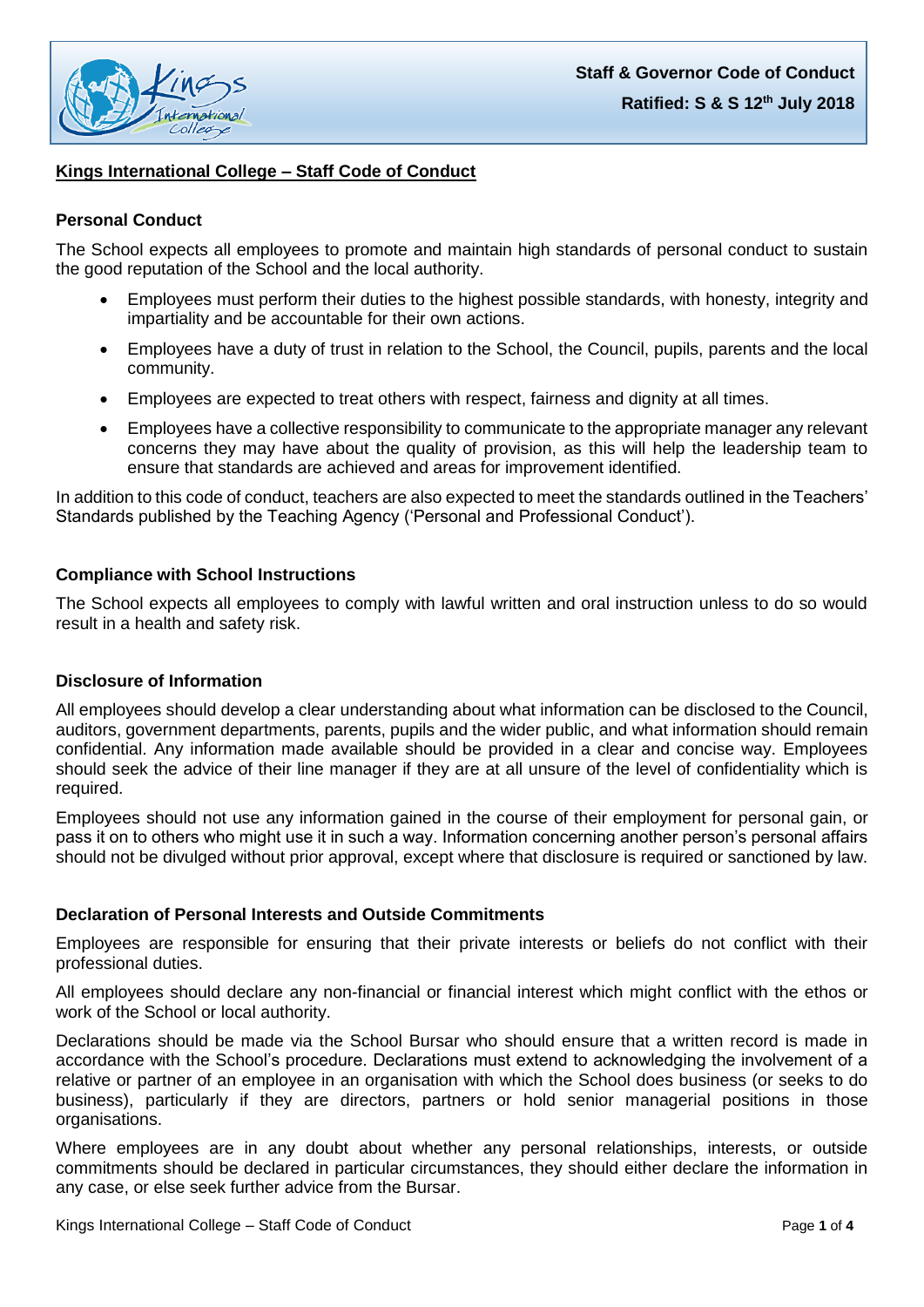**Staff & Governor Code of Conduct**

**Ratified: S & S 12th July 2018**

# Kings International College – Staff Code of Conduct

## Personal Conduct

The School expects all employees to promote and maintain high standards of personal conduct to sustain the good reputation of the School and the local authority.

- Employees must perform their duties to the highest possible standards, with honesty, integrity and impartiality and be accountable for their own actions.
- Employees have a duty of trust in relation to the School, the Council, pupils, parents and the local community.
- Employees are expected to treat others with respect, fairness and dignity at all times.
- Employees have a collective responsibility to communicate to the appropriate manager any relevant concerns they may have about the quality of provision, as this will help the leadership team to ensure that standards are achieved and areas for improvement identified.

In addition to this code of conduct, teachers are also expected to meet the standards outlined in the Teachers' Standards published by the Teaching Agency ('Personal and Professional Conduct').

## Compliance with School Instructions

The School expects all employees to comply with lawful written and oral instruction unless to do so would result in a health and safety risk.

## Disclosure of Information

All employees should develop a clear understanding about what information can be disclosed to the Council, auditors, government departments, parents, pupils and the wider public, and what information should remain confidential. Any information made available should be provided in a clear and concise way. Employees should seek the advice of their line manager if they are at all unsure of the level of confidentiality which is required.

Employees should not use any information gained in the course of their employment for personal gain, or pass it on to others who might use it in such a way. Information concerning another person's personal affairs should not be divulged without prior approval, except where that disclosure is required or sanctioned by law.

## Declaration of Personal Interests and Outside Commitments

Employees are responsible for ensuring that their private interests or beliefs do not conflict with their professional duties.

All employees should declare any non-financial or financial interest which might conflict with the ethos or work of the School or local authority.

Declarations should be made via the School Bursar who should ensure that a written record is made in accordance with the School's procedure. Declarations must extend to acknowledging the involvement of a relative or partner of an employee in an organisation with which the School does business (or seeks to do business), particularly if they are directors, partners or hold senior managerial positions in those organisations.

Where employees are in any doubt about whether any personal relationships, interests, or outside commitments should be declared in particular circumstances, they should either declare the information in any case, or else seek further advice from the Bursar.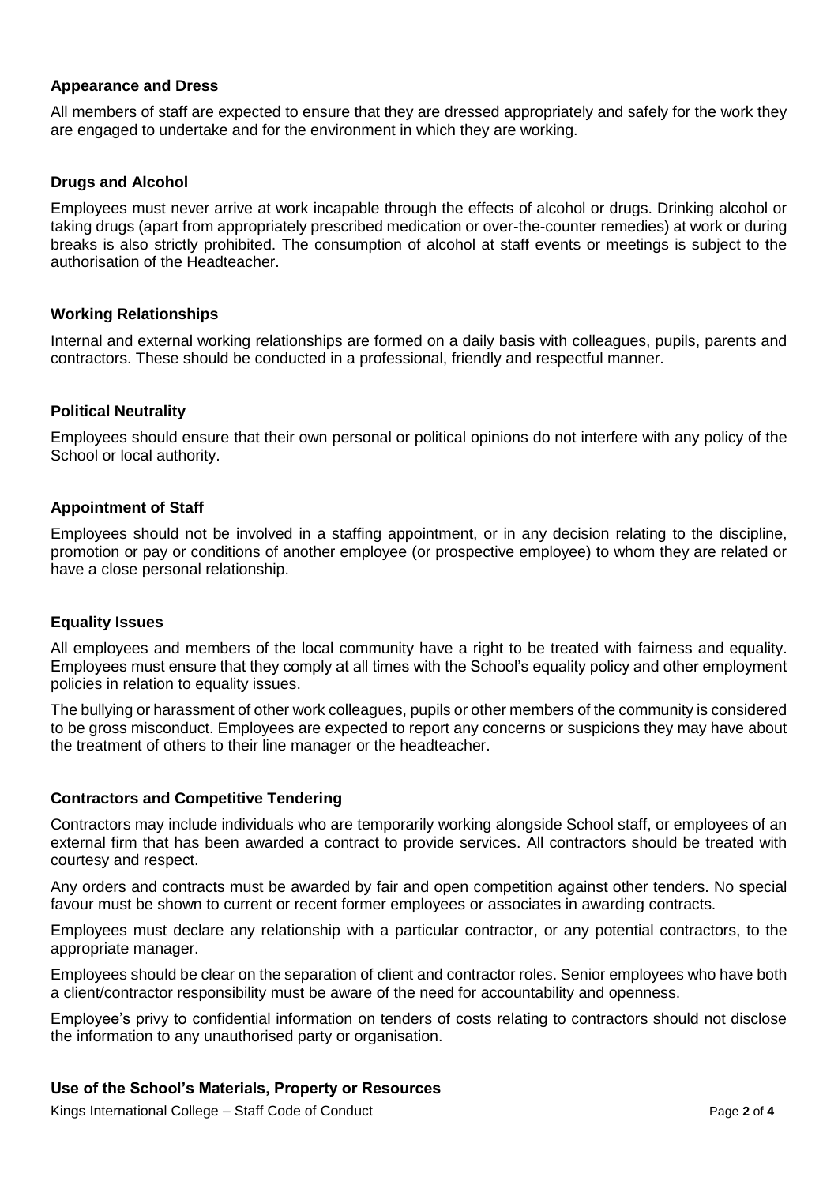### Appearance and Dress

All members of staff are expected to ensure that they are dressed appropriately and safely for the work they are engaged to undertake and for the environment in which they are working.

### Drugs and Alcohol

Employees must never arrive at work incapable through the effects of alcohol or drugs. Drinking alcohol or taking drugs (apart from appropriately prescribed medication or over-the-counter remedies) at work or during breaks is also strictly prohibited. The consumption of alcohol at staff events or meetings is subject to the authorisation of the Headteacher.

### Working Relationships

Internal and external working relationships are formed on a daily basis with colleagues, pupils, parents and contractors. These should be conducted in a professional, friendly and respectful manner.

### Political Neutrality

Employees should ensure that their own personal or political opinions do not interfere with any policy of the School or local authority.

### Appointment of Staff

Employees should not be involved in a staffing appointment, or in any decision relating to the discipline, promotion or pay or conditions of another employee (or prospective employee) to whom they are related or have a close personal relationship.

### Equality Issues

All employees and members of the local community have a right to be treated with fairness and equality. Employees must ensure that they comply at all times with the School's equality policy and other employment policies in relation to equality issues.

The bullying or harassment of other work colleagues, pupils or other members of the community is considered to be gross misconduct. Employees are expected to report any concerns or suspicions they may have about the treatment of others to their line manager or the headteacher.

### Contractors and Competitive Tendering

Contractors may include individuals who are temporarily working alongside School staff, or employees of an external firm that has been awarded a contract to provide services. All contractors should be treated with courtesy and respect.

Any orders and contracts must be awarded by fair and open competition against other tenders. No special favour must be shown to current or recent former employees or associates in awarding contracts.

Employees must declare any relationship with a particular contractor, or any potential contractors, to the appropriate manager.

Employees should be clear on the separation of client and contractor roles. Senior employees who have both a client/contractor responsibility must be aware of the need for accountability and openness.

Employee's privy to confidential information on tenders of costs relating to contractors should not disclose the information to any unauthorised party or organisation.

### Use of the School's Materials, Property or Resources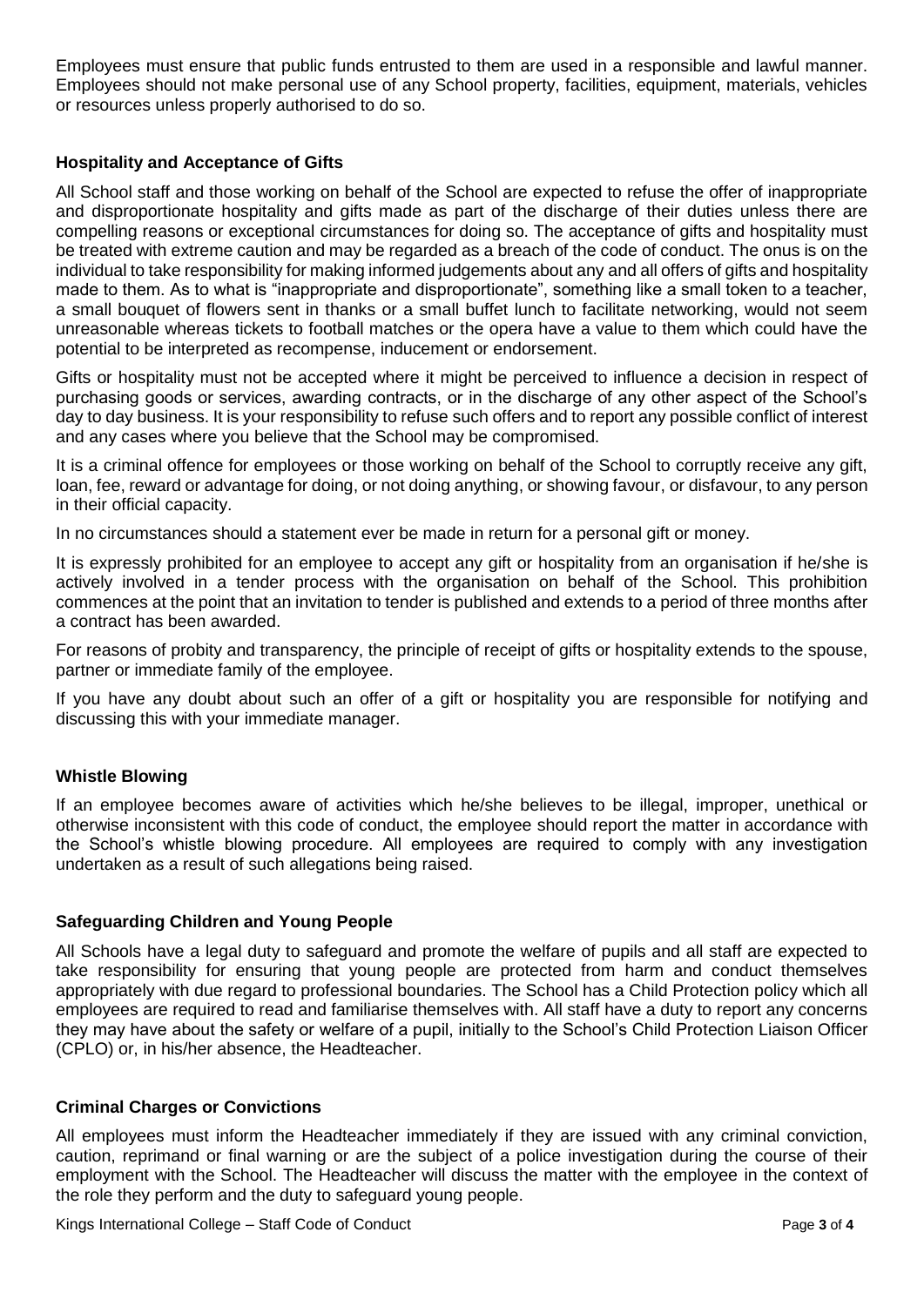Employees must ensure that public funds entrusted to them are used in a responsible and lawful manner. Employees should not make personal use of any School property, facilities, equipment, materials, vehicles or resources unless properly authorised to do so.

### Hospitality and Acceptance of Gifts

All School staff and those working on behalf of the School are expected to refuse the offer of inappropriate and disproportionate hospitality and gifts made as part of the discharge of their duties unless there are compelling reasons or exceptional circumstances for doing so. The acceptance of gifts and hospitality must be treated with extreme caution and may be regarded as a breach of the code of conduct. The onus is on the individual to take responsibility for making informed judgements about any and all offers of gifts and hospitality made to them. As to what is "inappropriate and disproportionate", something like a small token to a teacher, a small bouquet of flowers sent in thanks or a small buffet lunch to facilitate networking, would not seem unreasonable whereas tickets to football matches or the opera have a value to them which could have the potential to be interpreted as recompense, inducement or endorsement.

Gifts or hospitality must not be accepted where it might be perceived to influence a decision in respect of purchasing goods or services, awarding contracts, or in the discharge of any other aspect of the School's day to day business. It is your responsibility to refuse such offers and to report any possible conflict of interest and any cases where you believe that the School may be compromised.

It is a criminal offence for employees or those working on behalf of the School to corruptly receive any gift, loan, fee, reward or advantage for doing, or not doing anything, or showing favour, or disfavour, to any person in their official capacity.

In no circumstances should a statement ever be made in return for a personal gift or money.

It is expressly prohibited for an employee to accept any gift or hospitality from an organisation if he/she is actively involved in a tender process with the organisation on behalf of the School. This prohibition commences at the point that an invitation to tender is published and extends to a period of three months after a contract has been awarded.

For reasons of probity and transparency, the principle of receipt of gifts or hospitality extends to the spouse, partner or immediate family of the employee.

If you have any doubt about such an offer of a gift or hospitality you are responsible for notifying and discussing this with your immediate manager.

### Whistle Blowing

If an employee becomes aware of activities which he/she believes to be illegal, improper, unethical or otherwise inconsistent with this code of conduct, the employee should report the matter in accordance with the School's whistle blowing procedure. All employees are required to comply with any investigation undertaken as a result of such allegations being raised.

### Safeguarding Children and Young People

All Schools have a legal duty to safeguard and promote the welfare of pupils and all staff are expected to take responsibility for ensuring that young people are protected from harm and conduct themselves appropriately with due regard to professional boundaries. The School has a Child Protection policy which all employees are required to read and familiarise themselves with. All staff have a duty to report any concerns they may have about the safety or welfare of a pupil, initially to the School's Child Protection Liaison Officer (CPLO) or, in his/her absence, the Headteacher.

### Criminal Charges or Convictions

All employees must inform the Headteacher immediately if they are issued with any criminal conviction, caution, reprimand or final warning or are the subject of a police investigation during the course of their employment with the School. The Headteacher will discuss the matter with the employee in the context of the role they perform and the duty to safeguard young people.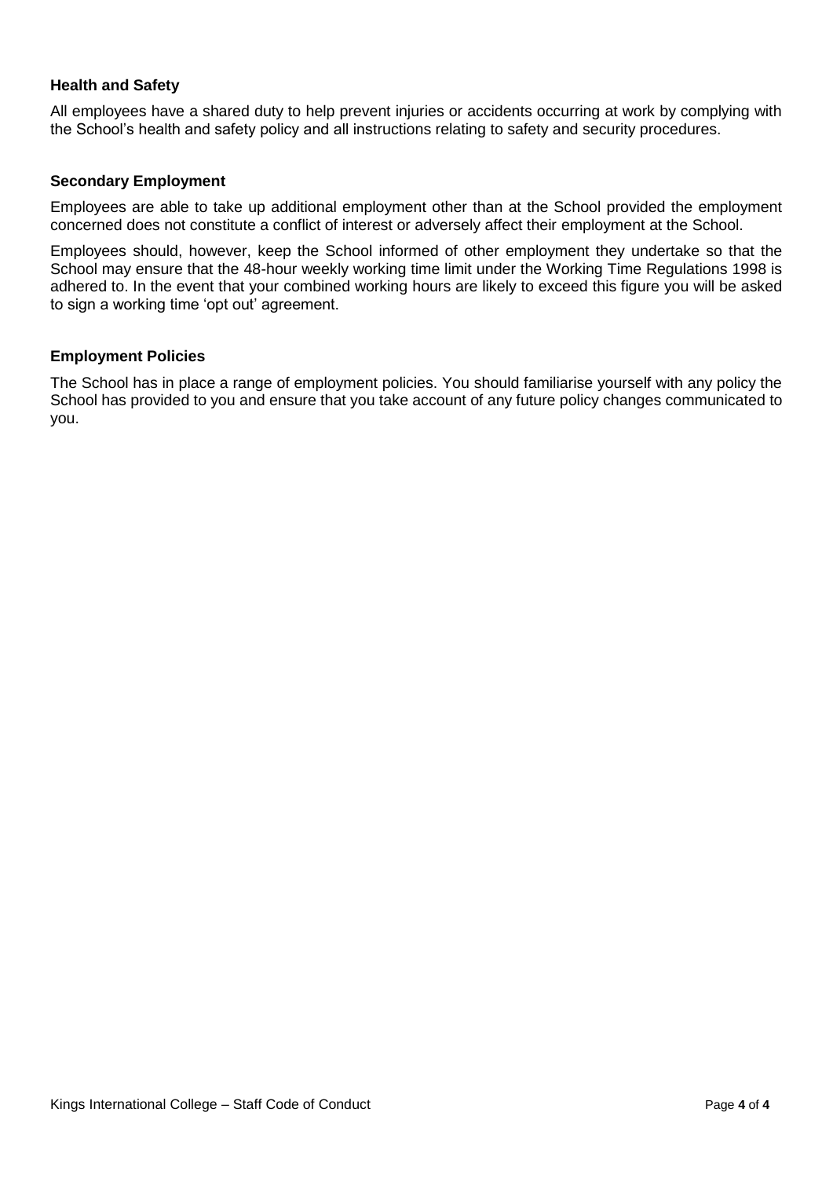**Health and Safety**

All employees have a shared duty to help prevent injuries or accidents occurring at work by complying with the School's health and safety policy and all instructions relating to safety and security procedures.

**Secondary Employment**

Employees are able to take up additional employment other than at the School provided the employment concerned does not constitute a conflict of interest or adversely affect their employment at the School.

Employees should, however, keep the School informed of other employment they undertake so that the School may ensure that the 48-hour weekly working time limit under the Working Time Regulations 1998 is adhered to. In the event that your combined working hours are likely to exceed this figure you will be asked to sign a working time 'opt out' agreement.

**Employment Policies**

The School has in place a range of employment policies. You should familiarise yourself with any policy the School has provided to you and ensure that you take account of any future policy changes communicated to you.